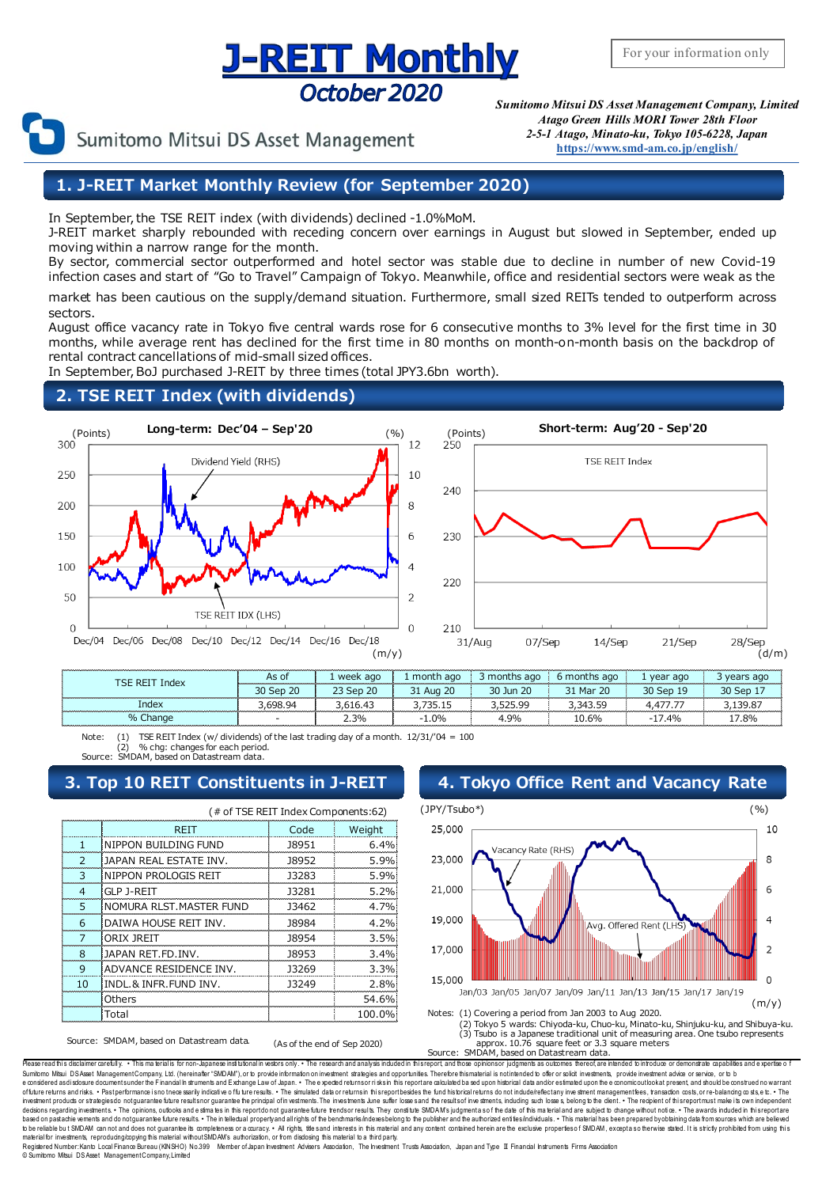# J-REIT Monthly

## October 2020

For your information only

Sumitomo Mitsui DS Asset Management

*Sumitomo Mitsui DS Asset Management Company, Limited*
*Atago Green Hills MORI Tower 28th Floor*
*2-5-1 Atago, Minato-ku, Tokyo 105-6228, Japan*
https://www.smd-am.co.jp/english/

## 1. J-REIT Market Monthly Review (for September 2020)

In September, the TSE REIT index (with dividends) declined -1.0%MoM.
J-REIT market sharply rebounded with receding concern over earnings in August but slowed in September, ended up moving within a narrow range for the month.
By sector, commercial sector outperformed and hotel sector was stable due to decline in number of new Covid-19 infection cases and start of "Go to Travel" Campaign of Tokyo. Meanwhile, office and residential sectors were weak as the market has been cautious on the supply/demand situation. Furthermore, small sized REITs tended to outperform across sectors.
August office vacancy rate in Tokyo five central wards rose for 6 consecutive months to 3% level for the first time in 30 months, while average rent has declined for the first time in 80 months on month-on-month basis on the backdrop of rental contract cancellations of mid-small sized offices.
In September, BoJ purchased J-REIT by three times (total JPY3.6bn worth).

## 2. TSE REIT Index (with dividends)

**Long-term: Dec'04 – Sep'20**

**Short-term: Aug'20 - Sep'20**

| TSE REIT Index | As of | 1 week ago | 1 month ago | 3 months ago | 6 months ago | 1 year ago | 3 years ago |
|---|---|---|---|---|---|---|---|
| | 30 Sep 20 | 23 Sep 20 | 31 Aug 20 | 30 Jun 20 | 31 Mar 20 | 30 Sep 19 | 30 Sep 17 |
| Index | 3,698.94 | 3,616.43 | 3,735.15 | 3,525.99 | 3,343.59 | 4,477.77 | 3,139.87 |
| % Change | - | 2.3% | -1.0% | 4.9% | 10.6% | -17.4% | 17.8% |

Note: (1) TSE REIT Index (w/ dividends) of the last trading day of a month. 12/31/'04 = 100
(2) % chg: changes for each period.
Source: SMDAM, based on Datastream data.

## 3. Top 10 REIT Constituents in J-REIT

(# of TSE REIT Index Components:62)

| | REIT | Code | Weight |
|---|---|---|---|
| 1 | NIPPON BUILDING FUND | J8951 | 6.4% |
| 2 | JAPAN REAL ESTATE INV. | J8952 | 5.9% |
| 3 | NIPPON PROLOGIS REIT | J3283 | 5.9% |
| 4 | GLP J-REIT | J3281 | 5.2% |
| 5 | NOMURA RLST.MASTER FUND | J3462 | 4.7% |
| 6 | DAIWA HOUSE REIT INV. | J8984 | 4.2% |
| 7 | ORIX JREIT | J8954 | 3.5% |
| 8 | JAPAN RET.FD.INV. | J8953 | 3.4% |
| 9 | ADVANCE RESIDENCE INV. | J3269 | 3.3% |
| 10 | INDL.& INFR.FUND INV. | J3249 | 2.8% |
| | Others | | 54.6% |
| | Total | | 100.0% |

Source: SMDAM, based on Datastream data. (As of the end of Sep 2020)

## 4. Tokyo Office Rent and Vacancy Rate

Notes: (1) Covering a period from Jan 2003 to Aug 2020.
(2) Tokyo 5 wards: Chiyoda-ku, Chuo-ku, Minato-ku, Shinjuku-ku, and Shibuya-ku.
(3) Tsubo is a Japanese traditional unit of measuring area. One tsubo represents approx. 10.76 square feet or 3.3 square meters
Source: SMDAM, based on Datastream data.

Please read this disclaimer carefully. • This material is for non-Japanese institutional investors only. • The research and analysis included in this report, and those opinions or judgments as outcomes thereof, are intended to introduce or demonstrate capabilities and expertise of Sumitomo Mitsui DS Asset Management Company, Ltd. (hereinafter "SMDAM"), or to provide information on investment strategies and opportunities. Therefore this material is not intended to offer or solicit investments, provide investment advice or service, or to be considered as disclosure documents under the Financial Instruments and Exchange Law of Japan. • The expected returns or risks in this report are calculated based upon historical data and/or estimated upon the economic outlook at present, and should be construed no warranty of future returns and risks. • Past performance is not necessarily indicative of future results. • The simulated data or returns in this report besides the fund historical returns do not include/reflect any investment management fees, transaction costs, or re-balancing costs, etc. • The investment products or strategies do not guarantee future results nor guarantee the principal of investments. The investments may suffer losses and the results of investments, including such losses, belong to the client. • The recipient of this report must make its own independent decisions regarding investments. • The opinions, outlooks and estimates in this report do not guarantee future trends or results. They constitute SMDAM's judgment as of the date of this material and are subject to change without notice. • The awards included in this report are based on past achievements and do not guarantee future results. • The intellectual property and all rights of the benchmarks/indexes belong to the publisher and the authorized entities/individuals. • This material has been prepared by obtaining data from sources which are believed to be reliable but SMDAM can not and does not guarantee its completeness or accuracy. • All rights, title and interests in this material and any content contained herein are the exclusive properties of SMDAM, except as otherwise stated. It is strictly prohibited from using this material for investments, reproducing/copying this material without SMDAM's authorization, or from disclosing this material to a third party.
Registered Number: Kanto Local Finance Bureau (KINSHO) No.399 Member of Japan Investment Advisers Association, The Investment Trusts Association, Japan and Type II Financial Instruments Firms Association
© Sumitomo Mitsui DS Asset Management Company, Limited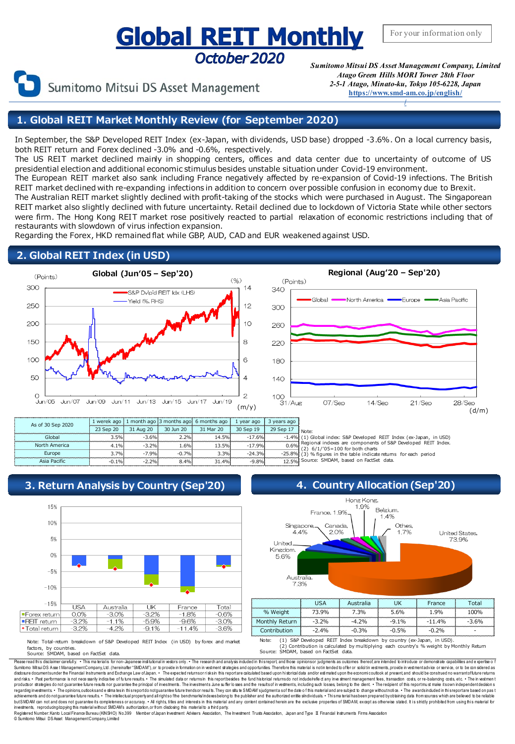# Global REIT Monthly

## October 2020

For your information only

Sumitomo Mitsui DS Asset Management

*Sumitomo Mitsui DS Asset Management Company, Limited*
*Atago Green Hills MORI Tower 28th Floor*
*2-5-1 Atago, Minato-ku, Tokyo 105-6228, Japan*
https://www.smd-am.co.jp/english/

## 1. Global REIT Market Monthly Review (for September 2020)

In September, the S&P Developed REIT Index (ex-Japan, with dividends, USD base) dropped -3.6%. On a local currency basis, both REIT return and Forex declined -3.0% and -0.6%, respectively.
The US REIT market declined mainly in shopping centers, offices and data center due to uncertainty of outcome of US presidential election and additional economic stimulus besides unstable situation under Covid-19 environment.
The European REIT market also sank including France negatively affected by re-expansion of Covid-19 infections. The British REIT market declined with re-expanding infections in addition to concern over possible confusion in economy due to Brexit.
The Australian REIT market slightly declined with profit-taking of the stocks which were purchased in August. The Singaporean REIT market also slightly declined with future uncertainty. Retail declined due to lockdown of Victoria State while other sectors were firm. The Hong Kong REIT market rose positively reacted to partial relaxation of economic restrictions including that of restaurants with slowdown of virus infection expansion.
Regarding the Forex, HKD remained flat while GBP, AUD, CAD and EUR weakened against USD.

## 2. Global REIT Index (in USD)

**Global (Jun'05 – Sep'20)**

(Points) (%)
S&P Dvlp'd REIT Idx (LHS)
Yield (%, RHS)
300, 250, 200, 150, 100, 50, 0
14, 12, 10, 8, 6, 4, 2
Jun/05 Jun/07 Jun/09 Jun/11 Jun/13 Jun/15 Jun/17 Jun/19 (m/y)

**Regional (Aug'20 – Sep'20)**

(Points)
Global, North America, Europe, Asia Pacific
340, 300, 260, 220, 180, 140, 100
31/Aug 07/Sep 14/Sep 21/Sep 28/Sep (d/m)

| As of 30 Sep 2020 | 1 werek ago | 1 month ago | 3 months ago | 6 months ago | 1 year ago | 3 years ago |
|---|---|---|---|---|---|---|
| | 23 Sep 20 | 31 Aug 20 | 30 Jun 20 | 31 Mar 20 | 30 Sep 19 | 29 Sep 17 |
| Global | 3.5% | -3.6% | 2.2% | 14.5% | -17.6% | -1.4% |
| North America | 4.1% | -3.2% | 1.6% | 13.5% | -17.9% | 0.6% |
| Europe | 3.7% | -7.9% | -0.7% | 3.3% | -24.3% | -25.8% |
| Asia Pacific | -0.1% | -2.2% | 8.4% | 31.4% | -9.8% | 12.5% |

Note:
(1) Global index: S&P Developed REIT Index (ex-Japan, in USD)
Regional indexes are components of S&P Developed REIT Index.
(2) 6/1/'05=100 for both charts
(3) % figures in the table indicate returns for each period
Source: SMDAM, based on FactSet data.

## 3. Return Analysis by Country (Sep'20)

15%, 10%, 5%, 0%, -5%, -10%, -15%

| | USA | Australia | UK | France | Total |
|---|---|---|---|---|---|
| Forex return | 0.0% | -3.0% | -3.2% | -1.8% | -0.6% |
| REIT return | -3.2% | -1.1% | -5.9% | -9.6% | -3.0% |
| Total return | -3.2% | -4.2% | -9.1% | -11.4% | -3.6% |

Note: Total-return breakdown of S&P Developed REIT Index (in USD) by forex and market factors, by countries.
Source: SMDAM, based on FactSet data.

## 4. Country Allocation (Sep'20)

Hong Kong, 1.9%
France, 1.9%
Belgium, 1.4%
Singapore, 4.4%
Canada, 2.0%
Others, 1.7%
United States, 73.9%
United Kingdom, 5.6%
Australia, 7.3%

| | USA | Australia | UK | France | Total |
|---|---|---|---|---|---|
| % Weight | 73.9% | 7.3% | 5.6% | 1.9% | 100% |
| Monthly Return | -3.2% | -4.2% | -9.1% | -11.4% | -3.6% |
| Contribution | -2.4% | -0.3% | -0.5% | -0.2% | - |

Note: (1) S&P Developed REIT Index breakdown by country (ex-Japan, in USD).
(2) Contribution is calculated by multiplying each country's % weight by Monthly Return
Source: SMDAM, based on FactSet data.

Please read this disclaimer carefully. • This material is for non-Japanese institutional investors only. • The research and analysis included in this report, and those opinions or judgments as outcomes thereof, are intended to introduce or demonstrate capabilities and expertise of Sumitomo Mitsui DS Asset Management Company, Ltd. (hereinafter "SMDAM"), or to provide information on investment strategies and opportunities. Therefore this material is not intended to offer or solicit investments, provide investment advice or service, or to be considered as disclosure documents under the Financial Instruments and Exchange Law of Japan. • The expected returns or risks in this report are calculated based upon historical data and/or estimated upon the economic outlook at present, and should be construed no warranty of future returns and risks. • Past performance is not necessarily indicative of future results. • The simulated data or returns in this report besides the fund historical returns do not include/reflect any investment management fees, transaction costs, or re-balancing costs, etc. • The investment products or strategies do not guarantee future results nor guarantee the principal of investments. The investments June suffer losses and the results of investments, including such losses, belong to the client. • The recipient of this report must make its own independent decisions regarding investments. • The opinions, outlooks and estimates in this report do not guarantee future trends or results. They constitute SMDAM's judgment as of the date of this material and are subject to change without notice. • The awards included in this report are based on past achievements and do not guarantee future results. • The intellectual property and all rights of the benchmarks/indexes belong to the publisher and the authorized entities/individuals. • This material has been prepared by obtaining data from sources which are believed to be reliable but SMDAM can not and does not guarantee its completeness or accuracy. • All rights, titles and interests in this material and any content contained herein are the exclusive properties of SMDAM, except as otherwise stated. It is strictly prohibited from using this material for investments, reproducing/copying this material without SMDAM's authorization, or from disclosing this material to a third party.
Registered Number: Kanto Local Finance Bureau (KINSHO) No.399 Member of Japan Investment Advisers Association, The Investment Trusts Association, Japan and Type II Financial Instruments Firms Association
© Sumitomo Mitsui DS Asset Management Company, Limited